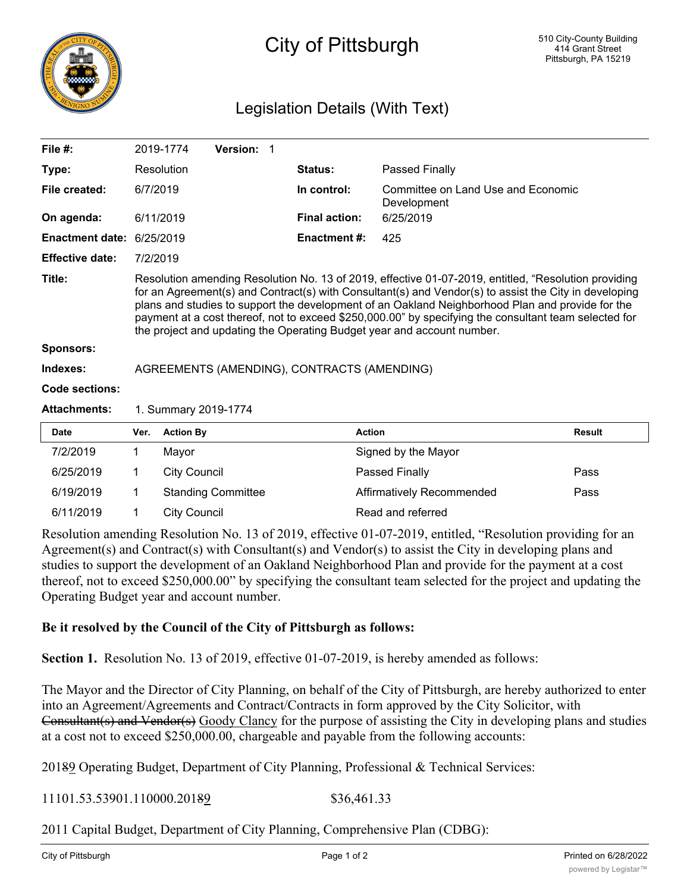# City of Pittsburgh

510 City-County Building
414 Grant Street
Pittsburgh, PA 15219

## Legislation Details (With Text)

| | | | |
|---|---|---|---|
| **File #:** | 2019-1774 **Version:** 1 | | |
| **Type:** | Resolution | **Status:** | Passed Finally |
| **File created:** | 6/7/2019 | **In control:** | Committee on Land Use and Economic Development |
| **On agenda:** | 6/11/2019 | **Final action:** | 6/25/2019 |
| **Enactment date:** | 6/25/2019 | **Enactment #:** | 425 |
| **Effective date:** | 7/2/2019 | | |

**Title:** Resolution amending Resolution No. 13 of 2019, effective 01-07-2019, entitled, "Resolution providing for an Agreement(s) and Contract(s) with Consultant(s) and Vendor(s) to assist the City in developing plans and studies to support the development of an Oakland Neighborhood Plan and provide for the payment at a cost thereof, not to exceed $250,000.00" by specifying the consultant team selected for the project and updating the Operating Budget year and account number.

**Sponsors:**

**Indexes:** AGREEMENTS (AMENDING), CONTRACTS (AMENDING)

**Code sections:**

**Attachments:** 1. Summary 2019-1774

| Date | Ver. | Action By | Action | Result |
|---|---|---|---|---|
| 7/2/2019 | 1 | Mayor | Signed by the Mayor | |
| 6/25/2019 | 1 | City Council | Passed Finally | Pass |
| 6/19/2019 | 1 | Standing Committee | Affirmatively Recommended | Pass |
| 6/11/2019 | 1 | City Council | Read and referred | |

Resolution amending Resolution No. 13 of 2019, effective 01-07-2019, entitled, "Resolution providing for an Agreement(s) and Contract(s) with Consultant(s) and Vendor(s) to assist the City in developing plans and studies to support the development of an Oakland Neighborhood Plan and provide for the payment at a cost thereof, not to exceed $250,000.00" by specifying the consultant team selected for the project and updating the Operating Budget year and account number.

**Be it resolved by the Council of the City of Pittsburgh as follows:**

**Section 1.** Resolution No. 13 of 2019, effective 01-07-2019, is hereby amended as follows:

The Mayor and the Director of City Planning, on behalf of the City of Pittsburgh, are hereby authorized to enter into an Agreement/Agreements and Contract/Contracts in form approved by the City Solicitor, with ~~Consultant(s) and Vendor(s)~~ Goody Clancy for the purpose of assisting the City in developing plans and studies at a cost not to exceed $250,000.00, chargeable and payable from the following accounts:

201~~8~~9 Operating Budget, Department of City Planning, Professional & Technical Services:

11101.53.53901.110000.201~~8~~9 $36,461.33

2011 Capital Budget, Department of City Planning, Comprehensive Plan (CDBG):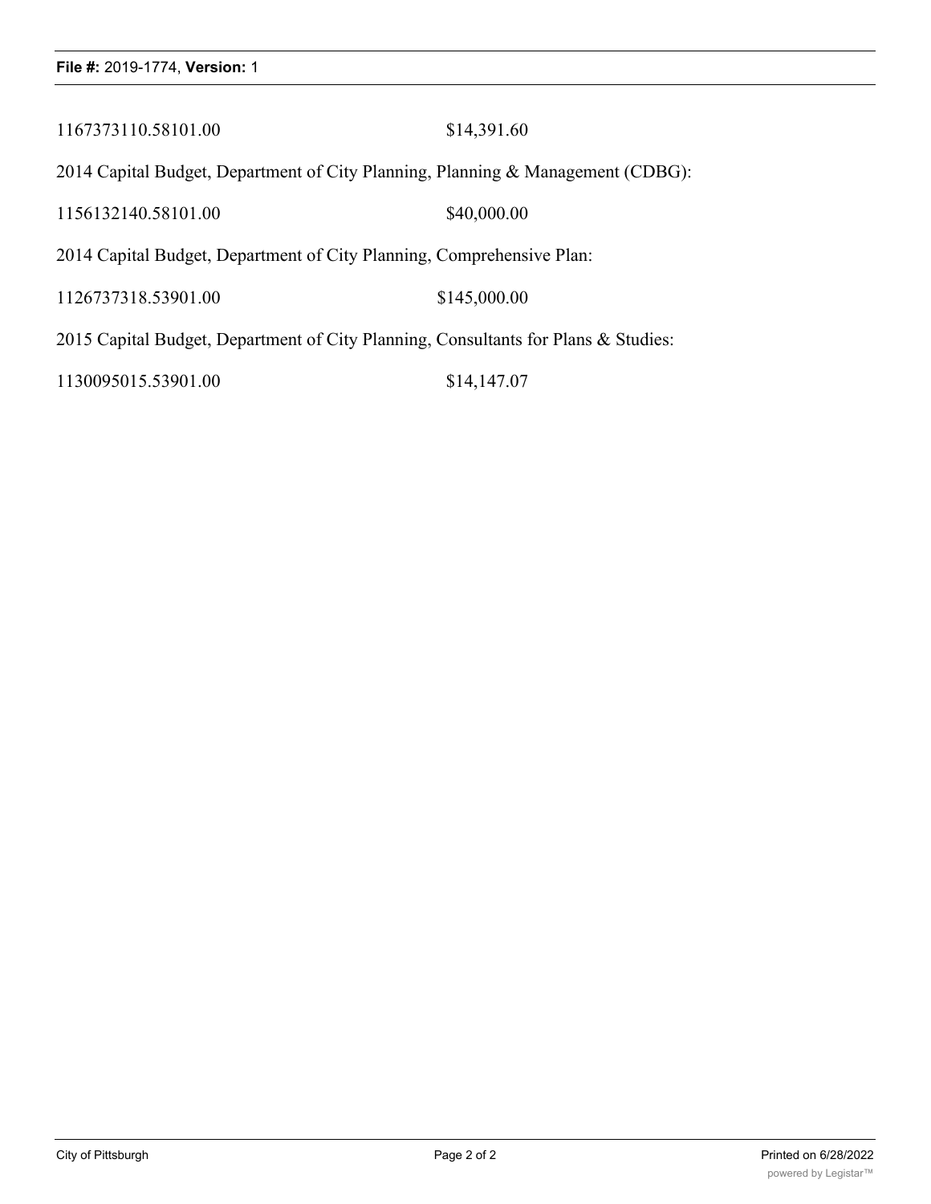1167373110.58101.00 $14,391.60

2014 Capital Budget, Department of City Planning, Planning & Management (CDBG):

1156132140.58101.00 $40,000.00

2014 Capital Budget, Department of City Planning, Comprehensive Plan:

1126737318.53901.00 $145,000.00

2015 Capital Budget, Department of City Planning, Consultants for Plans & Studies:

1130095015.53901.00 $14,147.07